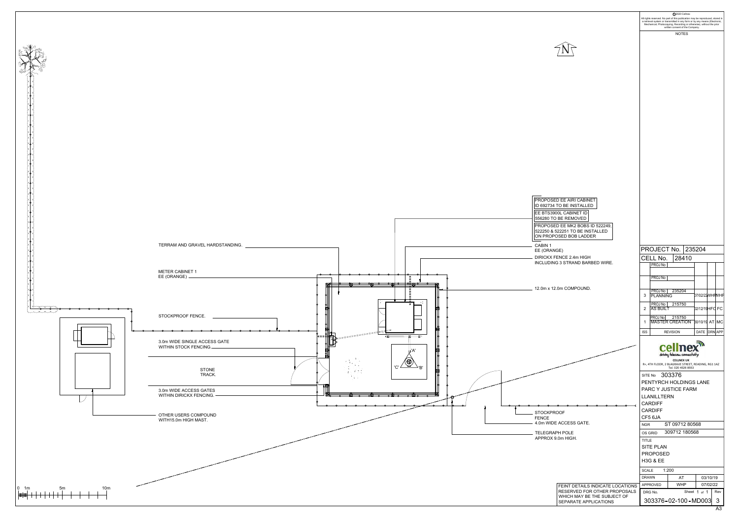N

TERRAM AND GRAVEL HARDSTANDING.

METER CABINET 1
EE (ORANGE)

STOCKPROOF FENCE.

3.0m WIDE SINGLE ACCESS GATE
WITHIN STOCK FENCING.

STONE
TRACK.

3.0m WIDE ACCESS GATES
WITHIN DIRICKX FENCING.

OTHER USERS COMPOUND
WITH15.0m HIGH MAST.

PROPOSED EE AIRI CABINET
ID 692734 TO BE INSTALLED

EE BTS3900L CABINET ID
556280 TO BE REMOVED

PROPOSED EE MK2 BOBS ID 522249,
522250 & 522251 TO BE INSTALLED
ON PROPOSED BOB LADDER

CABIN 1
EE (ORANGE)

DIRICKX FENCE 2.4m HIGH
INCLUDING 3 STRAND BARBED WIRE.

12.0m x 12.0m COMPOUND.

STOCKPROOF
FENCE

4.0m WIDE ACCESS GATE.

TELEGRAPH POLE
APPROX 9.0m HIGH.

'A'
'B'
'C'

0 1m 5m 10m

FEINT DETAILS INDICATE LOCATIONS RESERVED FOR OTHER PROPOSALS WHICH MAY BE THE SUBJECT OF SEPARATE APPLICATIONS

©2020 Cellnex
All rights reserved. No part of this publication may be reproduced, stored in a retrieval system or transmitted in any form or by any means (Electronic, Mechanical, Photocopying, Recording or otherwise), without the prior written consent of the Company.

NOTES

PROJECT No. 235204

CELL No. 28410

| ISS | REVISION | DATE | DRN | APP |
|---|---|---|---|---|
| | PROJ No | | | |
| | PROJ No | | | |
| 3 | PROJ No 235204 PLANNING | 07/02/22 | WHP | WHP |
| 2 | PROJ No 215750 AS BUILT | 02/12/19 | HFC | FC |
| 1 | PROJ No 215750 MASTER CREATION | 30/10/19 | AT | MC |

cellnex
driving telecom connectivity
CELLNEX UK
R+, 4TH FLOOR, 2 BLAGRAVE STREET, READING, RG1 1AZ
Tel. 020 4526 8553

SITE No 303376
PENTYRCH HOLDINGS LANE
PARC Y JUSTICE FARM
LLANILLTERN
CARDIFF
CARDIFF
CF5 6JA

NGR ST 09712 80568

OS GRID 309712 180568

TITLE
SITE PLAN
PROPOSED
H3G & EE

SCALE 1:200

| DRAWN | AT | 03/10/19 |
|---|---|---|
| APPROVED | WHP | 07/02/22 |

DRG No. Sheet 1 of 1 Rev

303376-02-100-MD003 3

A3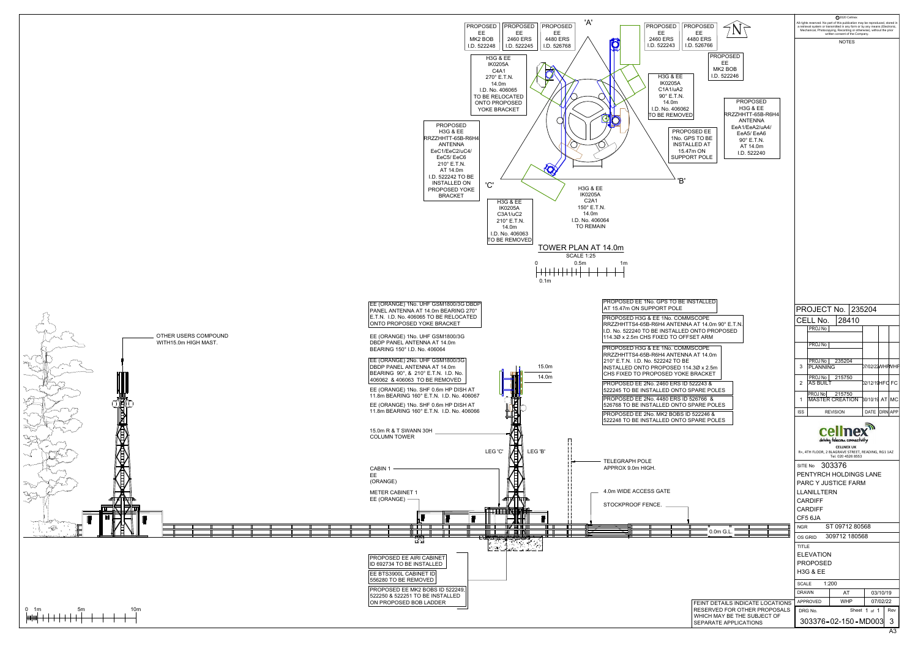'A'

PROPOSED EE MK2 BOB I.D. 522248

PROPOSED EE 2460 ERS I.D. 522245

PROPOSED EE 4480 ERS I.D. 526768

PROPOSED EE 2460 ERS I.D. 522243

PROPOSED EE 4480 ERS I.D. 526766

N

PROPOSED EE MK2 BOB I.D. 522246

H3G & EE IK0205A C4A1 270° E.T.N. 14.0m I.D. No. 406065 TO BE RELOCATED ONTO PROPOSED YOKE BRACKET

H3G & EE IK0205A C1A1/uA2 90° E.T.N. 14.0m I.D. No. 406062 TO BE REMOVED

PROPOSED H3G & EE RRZZHHTT-65B-R6H4 ANTENNA EeA1/EeA2/uA4/ EeA5/ EeA6 90° E.T.N. AT 14.0m I.D. 522240

PROPOSED EE 1No. GPS TO BE INSTALLED AT 15.47m ON SUPPORT POLE

PROPOSED H3G & EE RRZZHHTT-65B-R6H4 ANTENNA EeC1/EeC2/uC4/ EeC5/ EeC6 210° E.T.N. AT 14.0m I.D. 522242 TO BE INSTALLED ON PROPOSED YOKE BRACKET

'C'

'B'

H3G & EE IK0205A C2A1 150° E.T.N. 14.0m I.D. No. 406064 TO REMAIN

H3G & EE IK0205A C3A1/uC2 210° E.T.N. 14.0m I.D. No. 406063 TO BE REMOVED

TOWER PLAN AT 14.0m

SCALE 1:25

0 0.5m 1m

0.1m

OTHER USERS COMPOUND WITH15.0m HIGH MAST.

EE (ORANGE) 1No. UHF GSM1800/3G DBDP PANEL ANTENNA AT 14.0m BEARING 270° E.T.N. I.D. No. 406065 TO BE RELOCATED ONTO PROPOSED YOKE BRACKET

EE (ORANGE) 1No. UHF GSM1800/3G DBDP PANEL ANTENNA AT 14.0m BEARING 150° I.D. No. 406064

EE (ORANGE) 2No. UHF GSM1800/3G DBDP PANEL ANTENNA AT 14.0m BEARING 90°, & 210° E.T.N. I.D. No. 406062 & 406063 TO BE REMOVED

EE (ORANGE) 1No. SHF 0.6m HP DISH AT 11.8m BEARING 160° E.T.N. I.D. No. 406067

EE (ORANGE) 1No. SHF 0.6m HP DISH AT 11.8m BEARING 160° E.T.N. I.D. No. 406066

15.0m R & T SWANN 30H COLUMN TOWER

CABIN 1 EE (ORANGE)

METER CABINET 1 EE (ORANGE)

15.0m

14.0m

LEG 'C'

LEG 'B'

PROPOSED EE 1No. GPS TO BE INSTALLED AT 15.47m ON SUPPORT POLE

PROPOSED H3G & EE 1No. COMMSCOPE RRZZHHTTS4-65B-R6H4 ANTENNA AT 14.0m 90° E.T.N. I.D. No. 522240 TO BE INSTALLED ONTO PROPOSED 114.3Ø x 2.5m CHS FIXED TO OFFSET ARM

PROPOSED H3G & EE 1No. COMMSCOPE RRZZHHTTS4-65B-R6H4 ANTENNA AT 14.0m 210° E.T.N. I.D. No. 522242 TO BE INSTALLED ONTO PROPOSED 114.3Ø x 2.5m CHS FIXED TO PROPOSED YOKE BRACKET

PROPOSED EE 2No. 2460 ERS ID 522243 & 522245 TO BE INSTALLED ONTO SPARE POLES

PROPOSED EE 2No. 4480 ERS ID 526766 & 526768 TO BE INSTALLED ONTO SPARE POLES

PROPOSED EE 2No. MK2 BOBS ID 522246 & 522248 TO BE INSTALLED ONTO SPARE POLES

TELEGRAPH POLE APPROX 9.0m HIGH.

4.0m WIDE ACCESS GATE

STOCKPROOF FENCE.

0.0m G.L.

PROPOSED EE AIRI CABINET ID 692734 TO BE INSTALLED

EE BTS3900L CABINET ID 556280 TO BE REMOVED

PROPOSED EE MK2 BOBS ID 522249, 522250 & 522251 TO BE INSTALLED ON PROPOSED BOB LADDER

0 1m 5m 10m

FEINT DETAILS INDICATE LOCATIONS RESERVED FOR OTHER PROPOSALS WHICH MAY BE THE SUBJECT OF SEPARATE APPLICATIONS

©2020 Cellnex

All rights reserved. No part of this publication may be reproduced, stored in a retrieval system or transmitted in any form or by any means (Electronic, Mechanical, Photocopying, Recording or otherwise), without the prior written consent of the Company.

NOTES

PROJECT No. 235204

CELL No. 28410

| ISS | REVISION | DATE | DRN | APP |
|---|---|---|---|---|
| | PROJ No | | | |
| | PROJ No | | | |
| 3 | PROJ No 235204 PLANNING | 07/02/22 | WHP | WHP |
| 2 | PROJ No 215750 AS BUILT | 02/12/19 | HFC | FC |
| 1 | PROJ No 215750 MASTER CREATION | 30/10/19 | AT | MC |

cellnex driving telecom connectivity

CELLNEX UK

R+, 4TH FLOOR, 2 BLAGRAVE STREET, READING, RG1 1AZ Tel. 020 4526 8553

SITE No 303376

PENTYRCH HOLDINGS LANE
PARC Y JUSTICE FARM
LLANILLTERN
CARDIFF
CARDIFF
CF5 6JA

NGR ST 09712 80568

OS GRID 309712 180568

TITLE

ELEVATION
PROPOSED
H3G & EE

SCALE 1:200

| DRAWN | AT | 03/10/19 |
|---|---|---|
| APPROVED | WHP | 07/02/22 |

DRG No. Sheet 1 of 1 Rev

303376-02-150-MD003 3

A3